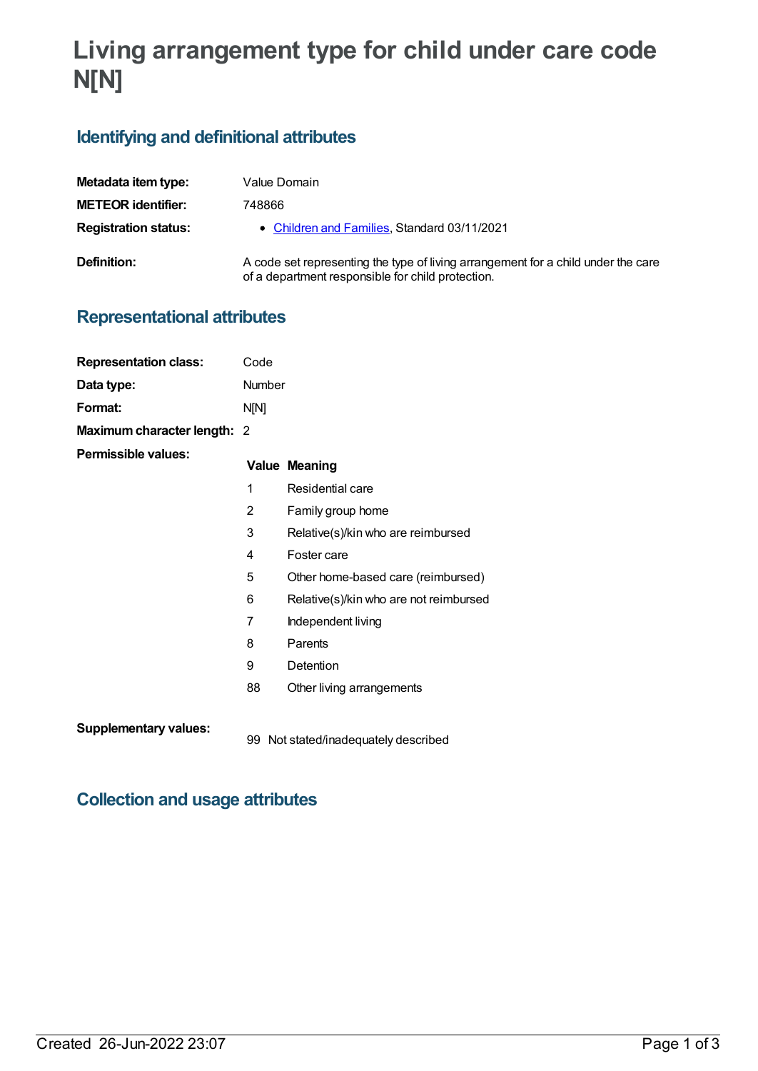# Living arrangement type for child under care code N[N]

## Identifying and definitional attributes

| | |
|---|---|
| **Metadata item type:** | Value Domain |
| **METEOR identifier:** | 748866 |
| **Registration status:** | • Children and Families, Standard 03/11/2021 |
| **Definition:** | A code set representing the type of living arrangement for a child under the care of a department responsible for child protection. |

## Representational attributes

| | |
|---|---|
| **Representation class:** | Code |
| **Data type:** | Number |
| **Format:** | N[N] |
| **Maximum character length:** | 2 |

**Permissible values:**

| Value | Meaning |
|---|---|
| 1 | Residential care |
| 2 | Family group home |
| 3 | Relative(s)/kin who are reimbursed |
| 4 | Foster care |
| 5 | Other home-based care (reimbursed) |
| 6 | Relative(s)/kin who are not reimbursed |
| 7 | Independent living |
| 8 | Parents |
| 9 | Detention |
| 88 | Other living arrangements |

**Supplementary values:**

| Value | Meaning |
|---|---|
| 99 | Not stated/inadequately described |

## Collection and usage attributes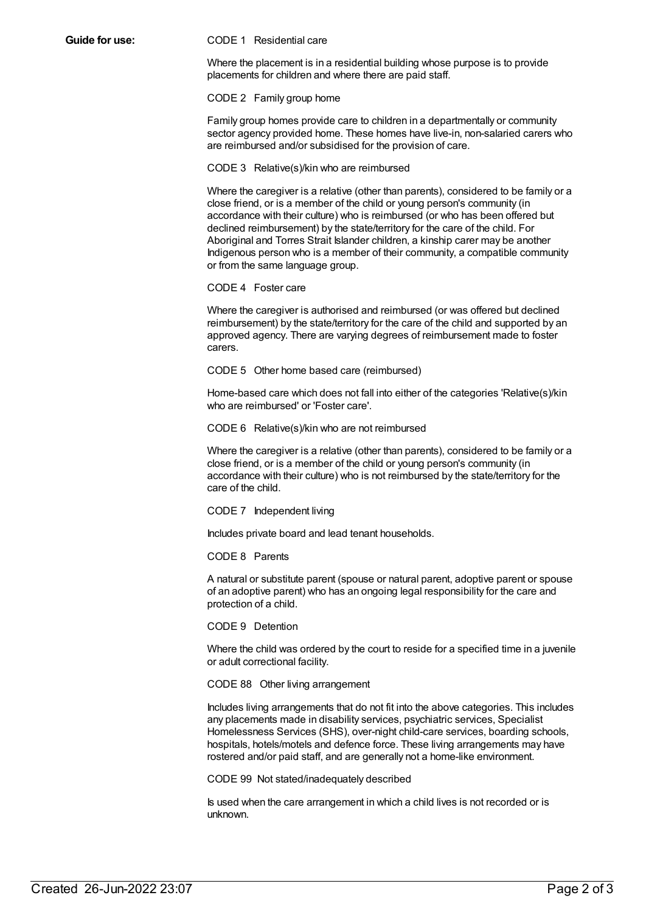**Guide for use:**

CODE 1 Residential care

Where the placement is in a residential building whose purpose is to provide placements for children and where there are paid staff.

CODE 2 Family group home

Family group homes provide care to children in a departmentally or community sector agency provided home. These homes have live-in, non-salaried carers who are reimbursed and/or subsidised for the provision of care.

CODE 3 Relative(s)/kin who are reimbursed

Where the caregiver is a relative (other than parents), considered to be family or a close friend, or is a member of the child or young person's community (in accordance with their culture) who is reimbursed (or who has been offered but declined reimbursement) by the state/territory for the care of the child. For Aboriginal and Torres Strait Islander children, a kinship carer may be another Indigenous person who is a member of their community, a compatible community or from the same language group.

CODE 4 Foster care

Where the caregiver is authorised and reimbursed (or was offered but declined reimbursement) by the state/territory for the care of the child and supported by an approved agency. There are varying degrees of reimbursement made to foster carers.

CODE 5 Other home based care (reimbursed)

Home-based care which does not fall into either of the categories 'Relative(s)/kin who are reimbursed' or 'Foster care'.

CODE 6 Relative(s)/kin who are not reimbursed

Where the caregiver is a relative (other than parents), considered to be family or a close friend, or is a member of the child or young person's community (in accordance with their culture) who is not reimbursed by the state/territory for the care of the child.

CODE 7 Independent living

Includes private board and lead tenant households.

CODE 8 Parents

A natural or substitute parent (spouse or natural parent, adoptive parent or spouse of an adoptive parent) who has an ongoing legal responsibility for the care and protection of a child.

CODE 9 Detention

Where the child was ordered by the court to reside for a specified time in a juvenile or adult correctional facility.

CODE 88 Other living arrangement

Includes living arrangements that do not fit into the above categories. This includes any placements made in disability services, psychiatric services, Specialist Homelessness Services (SHS), over-night child-care services, boarding schools, hospitals, hotels/motels and defence force. These living arrangements may have rostered and/or paid staff, and are generally not a home-like environment.

CODE 99 Not stated/inadequately described

Is used when the care arrangement in which a child lives is not recorded or is unknown.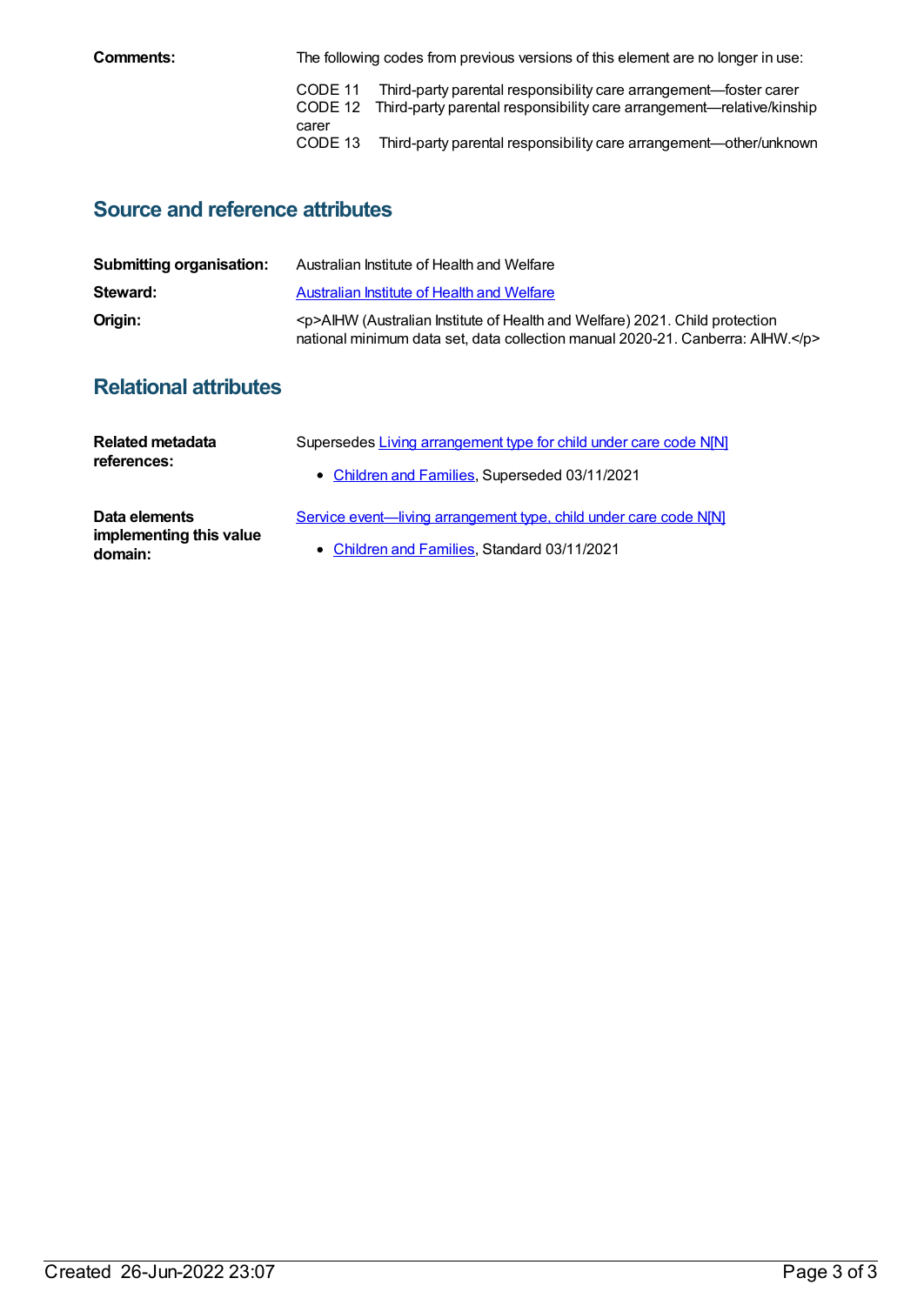**Comments:** The following codes from previous versions of this element are no longer in use:

CODE 11 Third-party parental responsibility care arrangement—foster carer
CODE 12 Third-party parental responsibility care arrangement—relative/kinship carer
CODE 13 Third-party parental responsibility care arrangement—other/unknown

## Source and reference attributes

**Submitting organisation:** Australian Institute of Health and Welfare

**Steward:** Australian Institute of Health and Welfare

**Origin:** <p>AIHW (Australian Institute of Health and Welfare) 2021. Child protection national minimum data set, data collection manual 2020-21. Canberra: AIHW.</p>

## Relational attributes

**Related metadata references:** Supersedes Living arrangement type for child under care code N[N]

- Children and Families, Superseded 03/11/2021

**Data elements implementing this value domain:** Service event—living arrangement type, child under care code N[N]

- Children and Families, Standard 03/11/2021